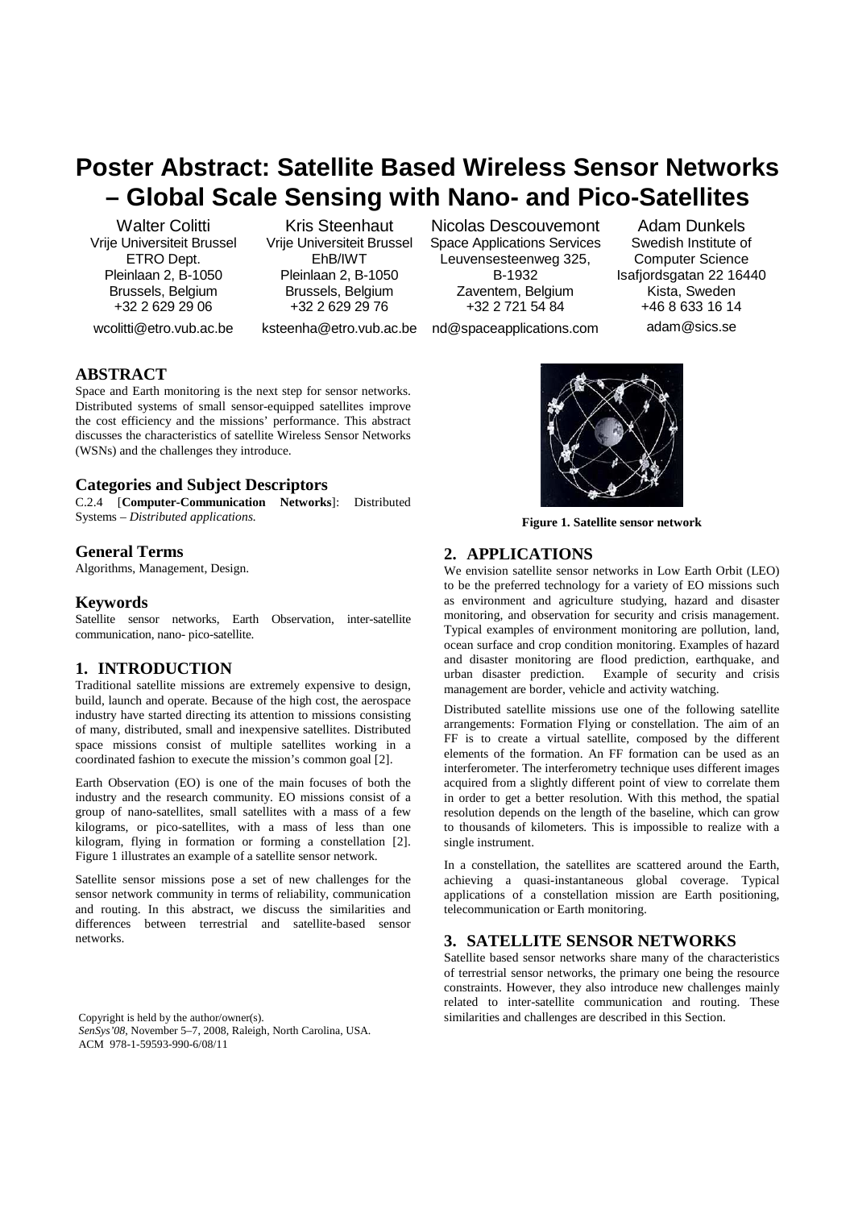# Poster Abstract: Satellite Based Wireless Sensor Networks – Global Scale Sensing with Nano- and Pico-Satellites

Walter Colitti
Vrije Universiteit Brussel
ETRO Dept.
Pleinlaan 2, B-1050
Brussels, Belgium
+32 2 629 29 06
wcolitti@etro.vub.ac.be

Kris Steenhaut
Vrije Universiteit Brussel
EhB/IWT
Pleinlaan 2, B-1050
Brussels, Belgium
+32 2 629 29 76
ksteenha@etro.vub.ac.be

Nicolas Descouvemont
Space Applications Services
Leuvensesteenweg 325, B-1932
Zaventem, Belgium
+32 2 721 54 84
nd@spaceapplications.com

Adam Dunkels
Swedish Institute of Computer Science
Isafjordsgatan 22 16440
Kista, Sweden
+46 8 633 16 14
adam@sics.se

## ABSTRACT

Space and Earth monitoring is the next step for sensor networks. Distributed systems of small sensor-equipped satellites improve the cost efficiency and the missions' performance. This abstract discusses the characteristics of satellite Wireless Sensor Networks (WSNs) and the challenges they introduce.

### Categories and Subject Descriptors

C.2.4 [**Computer-Communication Networks**]: Distributed Systems – *Distributed applications.*

### General Terms

Algorithms, Management, Design.

### Keywords

Satellite sensor networks, Earth Observation, inter-satellite communication, nano- pico-satellite.

## 1. INTRODUCTION

Traditional satellite missions are extremely expensive to design, build, launch and operate. Because of the high cost, the aerospace industry have started directing its attention to missions consisting of many, distributed, small and inexpensive satellites. Distributed space missions consist of multiple satellites working in a coordinated fashion to execute the mission's common goal [2].

Earth Observation (EO) is one of the main focuses of both the industry and the research community. EO missions consist of a group of nano-satellites, small satellites with a mass of a few kilograms, or pico-satellites, with a mass of less than one kilogram, flying in formation or forming a constellation [2]. Figure 1 illustrates an example of a satellite sensor network.

Satellite sensor missions pose a set of new challenges for the sensor network community in terms of reliability, communication and routing. In this abstract, we discuss the similarities and differences between terrestrial and satellite-based sensor networks.

Copyright is held by the author/owner(s).
*SenSys'08*, November 5–7, 2008, Raleigh, North Carolina, USA.
ACM 978-1-59593-990-6/08/11

**Figure 1. Satellite sensor network**

## 2. APPLICATIONS

We envision satellite sensor networks in Low Earth Orbit (LEO) to be the preferred technology for a variety of EO missions such as environment and agriculture studying, hazard and disaster monitoring, and observation for security and crisis management. Typical examples of environment monitoring are pollution, land, ocean surface and crop condition monitoring. Examples of hazard and disaster monitoring are flood prediction, earthquake, and urban disaster prediction. Example of security and crisis management are border, vehicle and activity watching.

Distributed satellite missions use one of the following satellite arrangements: Formation Flying or constellation. The aim of an FF is to create a virtual satellite, composed by the different elements of the formation. An FF formation can be used as an interferometer. The interferometry technique uses different images acquired from a slightly different point of view to correlate them in order to get a better resolution. With this method, the spatial resolution depends on the length of the baseline, which can grow to thousands of kilometers. This is impossible to realize with a single instrument.

In a constellation, the satellites are scattered around the Earth, achieving a quasi-instantaneous global coverage. Typical applications of a constellation mission are Earth positioning, telecommunication or Earth monitoring.

## 3. SATELLITE SENSOR NETWORKS

Satellite based sensor networks share many of the characteristics of terrestrial sensor networks, the primary one being the resource constraints. However, they also introduce new challenges mainly related to inter-satellite communication and routing. These similarities and challenges are described in this Section.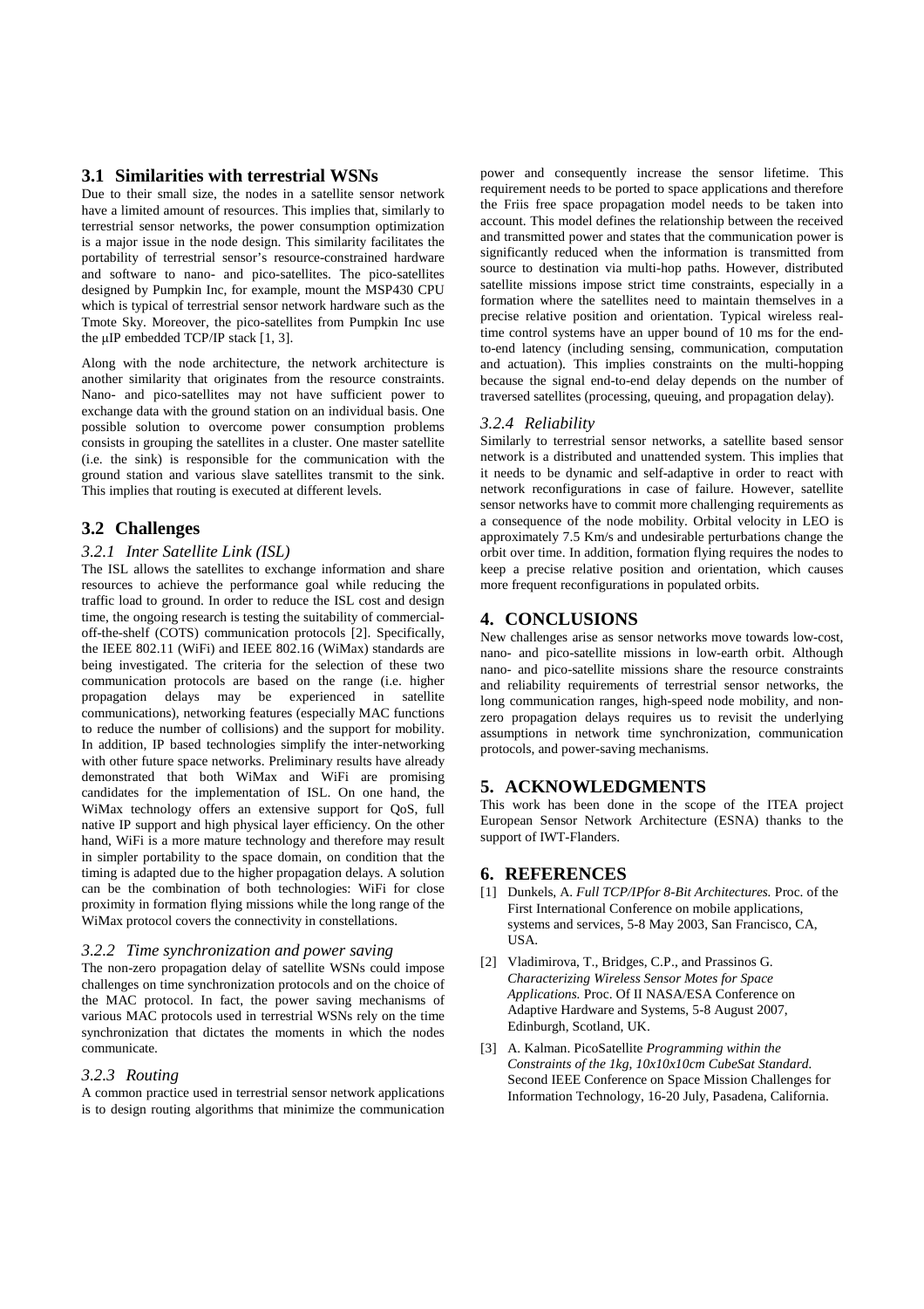## 3.1 Similarities with terrestrial WSNs

Due to their small size, the nodes in a satellite sensor network have a limited amount of resources. This implies that, similarly to terrestrial sensor networks, the power consumption optimization is a major issue in the node design. This similarity facilitates the portability of terrestrial sensor's resource-constrained hardware and software to nano- and pico-satellites. The pico-satellites designed by Pumpkin Inc, for example, mount the MSP430 CPU which is typical of terrestrial sensor network hardware such as the Tmote Sky. Moreover, the pico-satellites from Pumpkin Inc use the μIP embedded TCP/IP stack [1, 3].

Along with the node architecture, the network architecture is another similarity that originates from the resource constraints. Nano- and pico-satellites may not have sufficient power to exchange data with the ground station on an individual basis. One possible solution to overcome power consumption problems consists in grouping the satellites in a cluster. One master satellite (i.e. the sink) is responsible for the communication with the ground station and various slave satellites transmit to the sink. This implies that routing is executed at different levels.

## 3.2 Challenges

### *3.2.1 Inter Satellite Link (ISL)*

The ISL allows the satellites to exchange information and share resources to achieve the performance goal while reducing the traffic load to ground. In order to reduce the ISL cost and design time, the ongoing research is testing the suitability of commercial-off-the-shelf (COTS) communication protocols [2]. Specifically, the IEEE 802.11 (WiFi) and IEEE 802.16 (WiMax) standards are being investigated. The criteria for the selection of these two communication protocols are based on the range (i.e. higher propagation delays may be experienced in satellite communications), networking features (especially MAC functions to reduce the number of collisions) and the support for mobility. In addition, IP based technologies simplify the inter-networking with other future space networks. Preliminary results have already demonstrated that both WiMax and WiFi are promising candidates for the implementation of ISL. On one hand, the WiMax technology offers an extensive support for QoS, full native IP support and high physical layer efficiency. On the other hand, WiFi is a more mature technology and therefore may result in simpler portability to the space domain, on condition that the timing is adapted due to the higher propagation delays. A solution can be the combination of both technologies: WiFi for close proximity in formation flying missions while the long range of the WiMax protocol covers the connectivity in constellations.

### *3.2.2 Time synchronization and power saving*

The non-zero propagation delay of satellite WSNs could impose challenges on time synchronization protocols and on the choice of the MAC protocol. In fact, the power saving mechanisms of various MAC protocols used in terrestrial WSNs rely on the time synchronization that dictates the moments in which the nodes communicate.

### *3.2.3 Routing*

A common practice used in terrestrial sensor network applications is to design routing algorithms that minimize the communication power and consequently increase the sensor lifetime. This requirement needs to be ported to space applications and therefore the Friis free space propagation model needs to be taken into account. This model defines the relationship between the received and transmitted power and states that the communication power is significantly reduced when the information is transmitted from source to destination via multi-hop paths. However, distributed satellite missions impose strict time constraints, especially in a formation where the satellites need to maintain themselves in a precise relative position and orientation. Typical wireless real-time control systems have an upper bound of 10 ms for the end-to-end latency (including sensing, communication, computation and actuation). This implies constraints on the multi-hopping because the signal end-to-end delay depends on the number of traversed satellites (processing, queuing, and propagation delay).

### *3.2.4 Reliability*

Similarly to terrestrial sensor networks, a satellite based sensor network is a distributed and unattended system. This implies that it needs to be dynamic and self-adaptive in order to react with network reconfigurations in case of failure. However, satellite sensor networks have to commit more challenging requirements as a consequence of the node mobility. Orbital velocity in LEO is approximately 7.5 Km/s and undesirable perturbations change the orbit over time. In addition, formation flying requires the nodes to keep a precise relative position and orientation, which causes more frequent reconfigurations in populated orbits.

# 4. CONCLUSIONS

New challenges arise as sensor networks move towards low-cost, nano- and pico-satellite missions in low-earth orbit. Although nano- and pico-satellite missions share the resource constraints and reliability requirements of terrestrial sensor networks, the long communication ranges, high-speed node mobility, and non-zero propagation delays requires us to revisit the underlying assumptions in network time synchronization, communication protocols, and power-saving mechanisms.

# 5. ACKNOWLEDGMENTS

This work has been done in the scope of the ITEA project European Sensor Network Architecture (ESNA) thanks to the support of IWT-Flanders.

# 6. REFERENCES

[1] Dunkels, A. *Full TCP/IPfor 8-Bit Architectures.* Proc. of the First International Conference on mobile applications, systems and services, 5-8 May 2003, San Francisco, CA, USA.

[2] Vladimirova, T., Bridges, C.P., and Prassinos G. *Characterizing Wireless Sensor Motes for Space Applications.* Proc. Of II NASA/ESA Conference on Adaptive Hardware and Systems, 5-8 August 2007, Edinburgh, Scotland, UK.

[3] A. Kalman. PicoSatellite *Programming within the Constraints of the 1kg, 10x10x10cm CubeSat Standard.* Second IEEE Conference on Space Mission Challenges for Information Technology, 16-20 July, Pasadena, California.